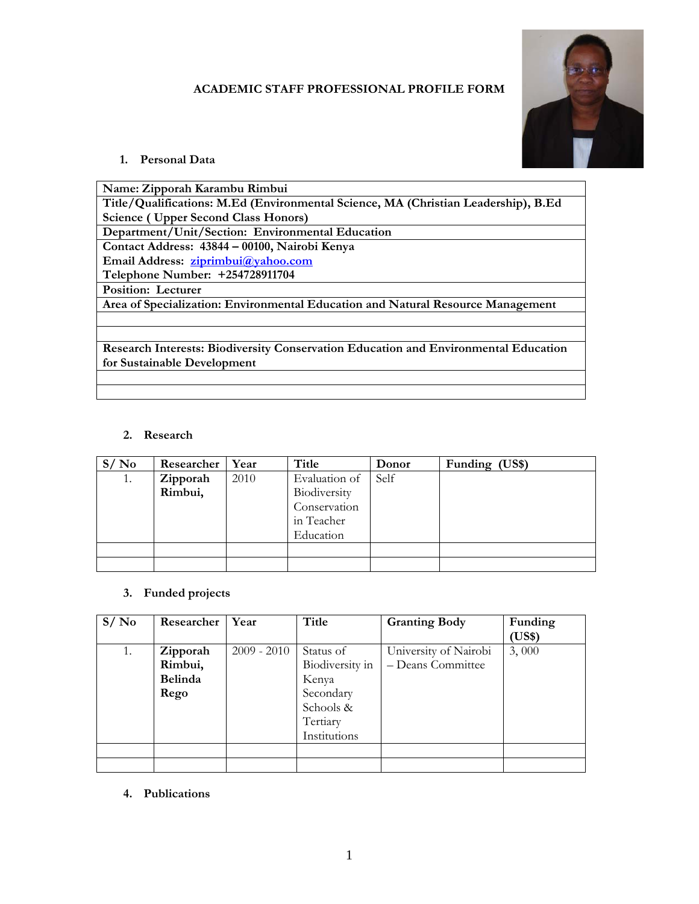# ACADEMIC STAFF PROFESSIONAL PROFILE FORM

## 1. Personal Data

| |
|---|
| **Name: Zipporah Karambu Rimbui** |
| **Title/Qualifications: M.Ed (Environmental Science, MA (Christian Leadership), B.Ed Science ( Upper Second Class Honors)** |
| **Department/Unit/Section: Environmental Education** |
| **Contact Address: 43844 – 00100, Nairobi Kenya**<br>**Email Address: ziprimbui@yahoo.com**<br>**Telephone Number: +254728911704** |
| **Position: Lecturer** |
| **Area of Specialization: Environmental Education and Natural Resource Management** |
| |
| |
| **Research Interests: Biodiversity Conservation Education and Environmental Education for Sustainable Development** |
| |
| |

## 2. Research

| S/ No | Researcher | Year | Title | Donor | Funding (US$) |
|---|---|---|---|---|---|
| 1. | **Zipporah Rimbui,** | 2010 | Evaluation of Biodiversity Conservation in Teacher Education | Self | |
| | | | | | |
| | | | | | |

## 3. Funded projects

| S/ No | Researcher | Year | Title | Granting Body | Funding (US$) |
|---|---|---|---|---|---|
| 1. | **Zipporah Rimbui, Belinda Rego** | 2009 - 2010 | Status of Biodiversity in Kenya Secondary Schools & Tertiary Institutions | University of Nairobi – Deans Committee | 3, 000 |
| | | | | | |
| | | | | | |

## 4. Publications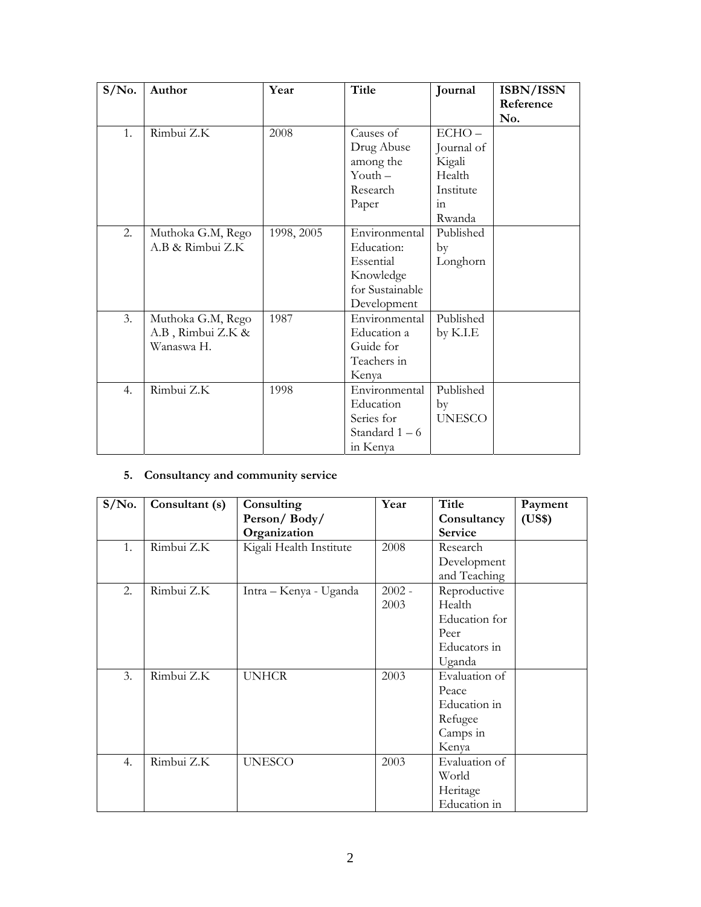| S/No. | Author | Year | Title | Journal | ISBN/ISSN Reference No. |
|---|---|---|---|---|---|
| 1. | Rimbui Z.K | 2008 | Causes of Drug Abuse among the Youth – Research Paper | ECHO – Journal of Kigali Health Institute in Rwanda | |
| 2. | Muthoka G.M, Rego A.B & Rimbui Z.K | 1998, 2005 | Environmental Education: Essential Knowledge for Sustainable Development | Published by Longhorn | |
| 3. | Muthoka G.M, Rego A.B , Rimbui Z.K & Wanaswa H. | 1987 | Environmental Education a Guide for Teachers in Kenya | Published by K.I.E | |
| 4. | Rimbui Z.K | 1998 | Environmental Education Series for Standard 1 – 6 in Kenya | Published by UNESCO | |

**5. Consultancy and community service**

| S/No. | Consultant (s) | Consulting Person/ Body/ Organization | Year | Title Consultancy Service | Payment (US$) |
|---|---|---|---|---|---|
| 1. | Rimbui Z.K | Kigali Health Institute | 2008 | Research Development and Teaching | |
| 2. | Rimbui Z.K | Intra – Kenya - Uganda | 2002 - 2003 | Reproductive Health Education for Peer Educators in Uganda | |
| 3. | Rimbui Z.K | UNHCR | 2003 | Evaluation of Peace Education in Refugee Camps in Kenya | |
| 4. | Rimbui Z.K | UNESCO | 2003 | Evaluation of World Heritage Education in | |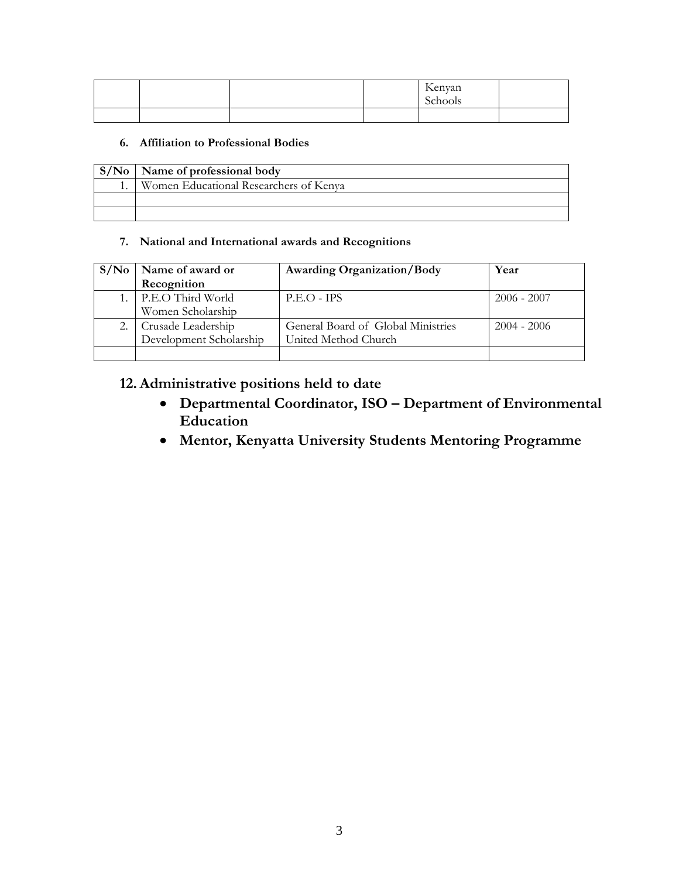| | | | | | |
|---|---|---|---|---|---|
| | | | | Kenyan Schools | |
| | | | | | |

**6. Affiliation to Professional Bodies**

| S/No | Name of professional body |
|---|---|
| 1. | Women Educational Researchers of Kenya |
| | |
| | |

**7. National and International awards and Recognitions**

| S/No | Name of award or Recognition | Awarding Organization/Body | Year |
|---|---|---|---|
| 1. | P.E.O Third World Women Scholarship | P.E.O - IPS | 2006 - 2007 |
| 2. | Crusade Leadership Development Scholarship | General Board of Global Ministries United Method Church | 2004 - 2006 |
| | | | |

## 12. Administrative positions held to date

- **Departmental Coordinator, ISO – Department of Environmental Education**
- **Mentor, Kenyatta University Students Mentoring Programme**